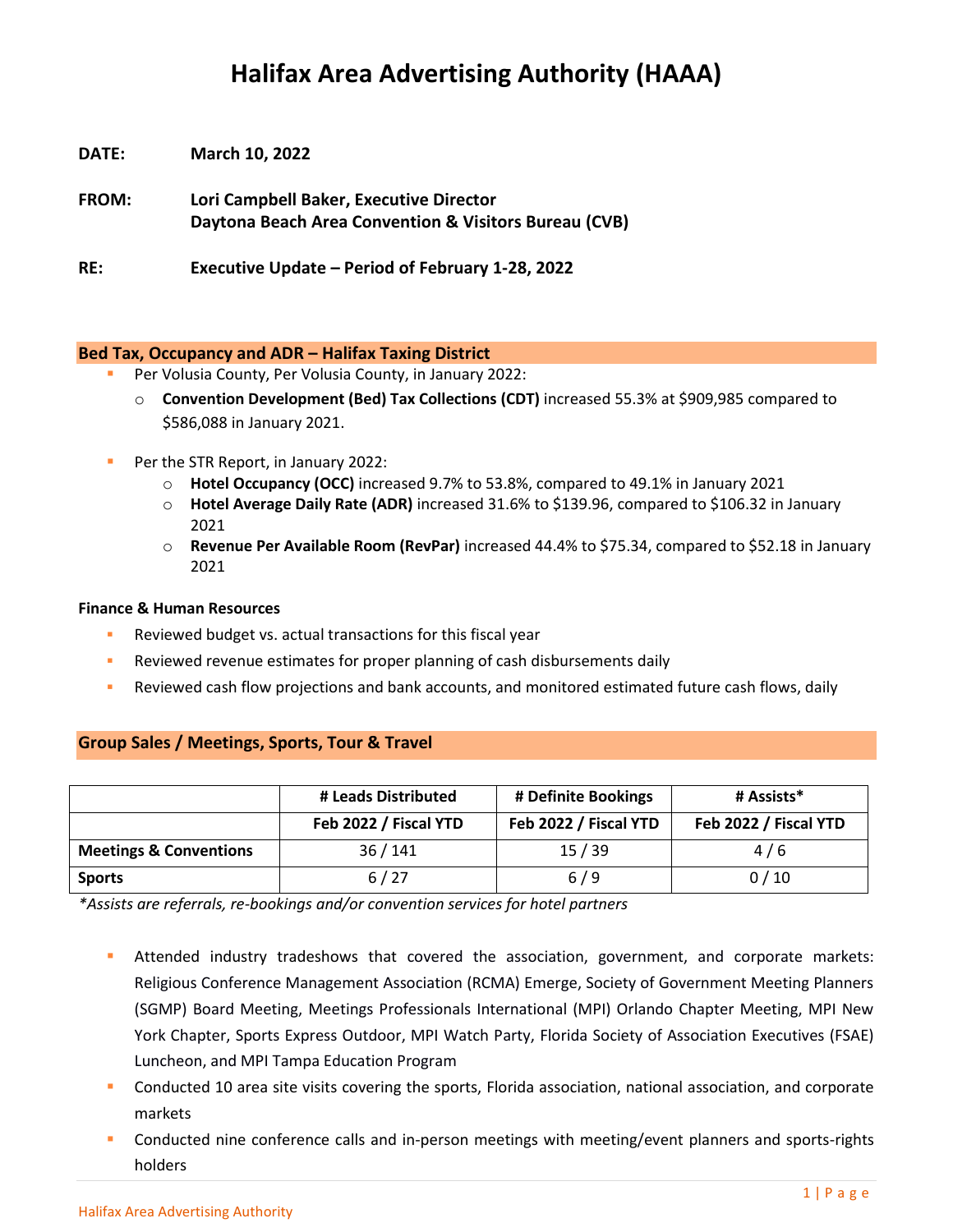# Halifax Area Advertising Authority (HAAA)

**DATE:** March 10, 2022

**FROM:** Lori Campbell Baker, Executive Director
Daytona Beach Area Convention & Visitors Bureau (CVB)

**RE:** Executive Update – Period of February 1-28, 2022

## Bed Tax, Occupancy and ADR – Halifax Taxing District

- Per Volusia County, Per Volusia County, in January 2022:
  - **Convention Development (Bed) Tax Collections (CDT)** increased 55.3% at $909,985 compared to $586,088 in January 2021.

- Per the STR Report, in January 2022:
  - **Hotel Occupancy (OCC)** increased 9.7% to 53.8%, compared to 49.1% in January 2021
  - **Hotel Average Daily Rate (ADR)** increased 31.6% to $139.96, compared to $106.32 in January 2021
  - **Revenue Per Available Room (RevPar)** increased 44.4% to $75.34, compared to $52.18 in January 2021

### Finance & Human Resources

- Reviewed budget vs. actual transactions for this fiscal year
- Reviewed revenue estimates for proper planning of cash disbursements daily
- Reviewed cash flow projections and bank accounts, and monitored estimated future cash flows, daily

## Group Sales / Meetings, Sports, Tour & Travel

| | # Leads Distributed | # Definite Bookings | # Assists* |
|---|---|---|---|
| | Feb 2022 / Fiscal YTD | Feb 2022 / Fiscal YTD | Feb 2022 / Fiscal YTD |
| **Meetings & Conventions** | 36 / 141 | 15 / 39 | 4 / 6 |
| **Sports** | 6 / 27 | 6 / 9 | 0 / 10 |

*\*Assists are referrals, re-bookings and/or convention services for hotel partners*

- Attended industry tradeshows that covered the association, government, and corporate markets: Religious Conference Management Association (RCMA) Emerge, Society of Government Meeting Planners (SGMP) Board Meeting, Meetings Professionals International (MPI) Orlando Chapter Meeting, MPI New York Chapter, Sports Express Outdoor, MPI Watch Party, Florida Society of Association Executives (FSAE) Luncheon, and MPI Tampa Education Program
- Conducted 10 area site visits covering the sports, Florida association, national association, and corporate markets
- Conducted nine conference calls and in-person meetings with meeting/event planners and sports-rights holders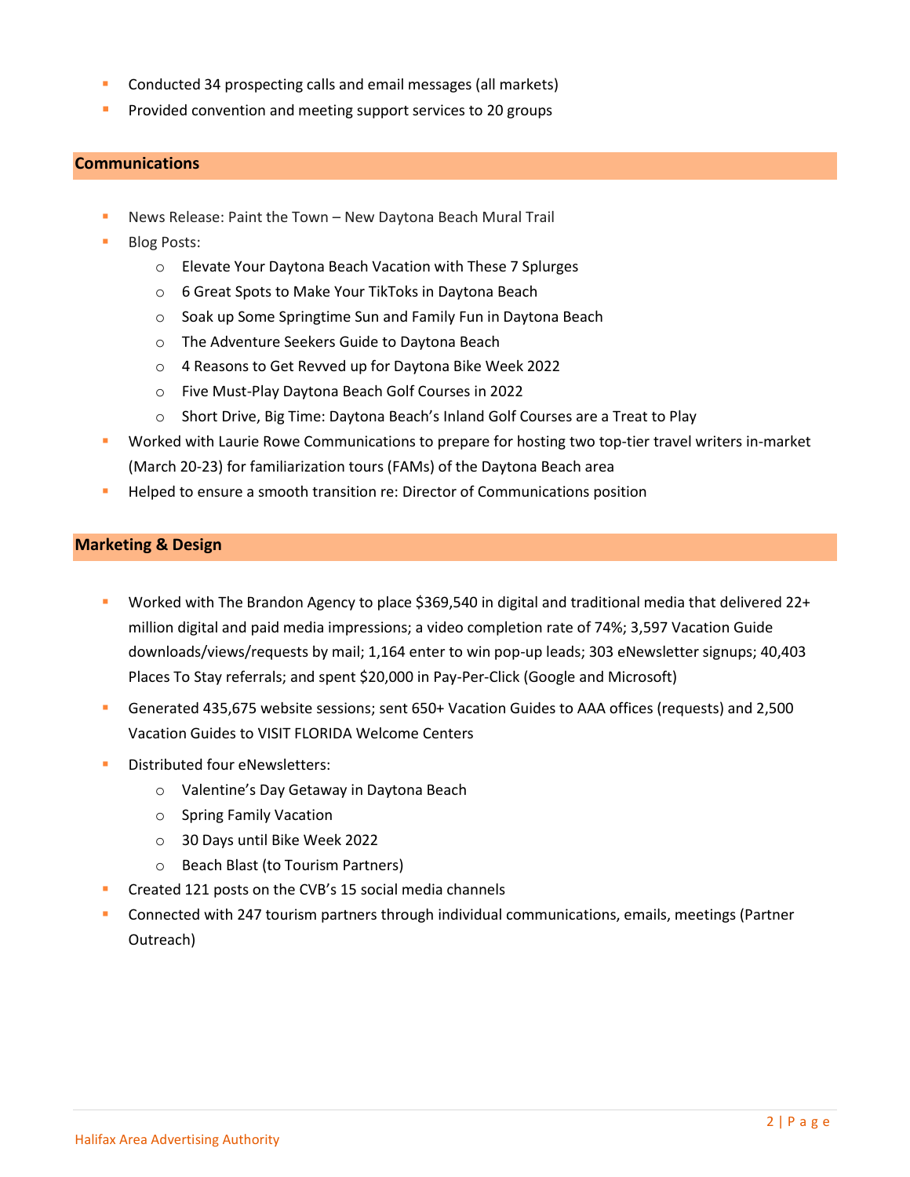- Conducted 34 prospecting calls and email messages (all markets)
- Provided convention and meeting support services to 20 groups

## Communications

- News Release: Paint the Town – New Daytona Beach Mural Trail
- Blog Posts:
  - Elevate Your Daytona Beach Vacation with These 7 Splurges
  - 6 Great Spots to Make Your TikToks in Daytona Beach
  - Soak up Some Springtime Sun and Family Fun in Daytona Beach
  - The Adventure Seekers Guide to Daytona Beach
  - 4 Reasons to Get Revved up for Daytona Bike Week 2022
  - Five Must-Play Daytona Beach Golf Courses in 2022
  - Short Drive, Big Time: Daytona Beach's Inland Golf Courses are a Treat to Play
- Worked with Laurie Rowe Communications to prepare for hosting two top-tier travel writers in-market (March 20-23) for familiarization tours (FAMs) of the Daytona Beach area
- Helped to ensure a smooth transition re: Director of Communications position

## Marketing & Design

- Worked with The Brandon Agency to place $369,540 in digital and traditional media that delivered 22+ million digital and paid media impressions; a video completion rate of 74%; 3,597 Vacation Guide downloads/views/requests by mail; 1,164 enter to win pop-up leads; 303 eNewsletter signups; 40,403 Places To Stay referrals; and spent $20,000 in Pay-Per-Click (Google and Microsoft)
- Generated 435,675 website sessions; sent 650+ Vacation Guides to AAA offices (requests) and 2,500 Vacation Guides to VISIT FLORIDA Welcome Centers
- Distributed four eNewsletters:
  - Valentine's Day Getaway in Daytona Beach
  - Spring Family Vacation
  - 30 Days until Bike Week 2022
  - Beach Blast (to Tourism Partners)
- Created 121 posts on the CVB's 15 social media channels
- Connected with 247 tourism partners through individual communications, emails, meetings (Partner Outreach)